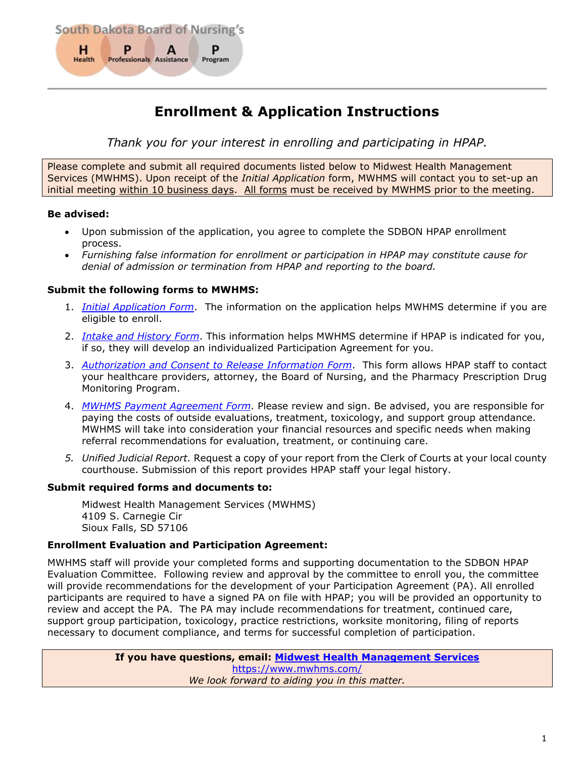South Dakota Board of Nursing's

**H** Health **P** Professionals **A** Assistance **P** Program

# Enrollment & Application Instructions

*Thank you for your interest in enrolling and participating in HPAP.*

Please complete and submit all required documents listed below to Midwest Health Management Services (MWHMS). Upon receipt of the *Initial Application* form, MWHMS will contact you to set-up an initial meeting within 10 business days. All forms must be received by MWHMS prior to the meeting.

**Be advised:**

- Upon submission of the application, you agree to complete the SDBON HPAP enrollment process.
- *Furnishing false information for enrollment or participation in HPAP may constitute cause for denial of admission or termination from HPAP and reporting to the board.*

**Submit the following forms to MWHMS:**

1. *Initial Application Form*. The information on the application helps MWHMS determine if you are eligible to enroll.
2. *Intake and History Form*. This information helps MWHMS determine if HPAP is indicated for you, if so, they will develop an individualized Participation Agreement for you.
3. *Authorization and Consent to Release Information Form*. This form allows HPAP staff to contact your healthcare providers, attorney, the Board of Nursing, and the Pharmacy Prescription Drug Monitoring Program.
4. *MWHMS Payment Agreement Form*. Please review and sign. Be advised, you are responsible for paying the costs of outside evaluations, treatment, toxicology, and support group attendance. MWHMS will take into consideration your financial resources and specific needs when making referral recommendations for evaluation, treatment, or continuing care.
5. *Unified Judicial Report.* Request a copy of your report from the Clerk of Courts at your local county courthouse. Submission of this report provides HPAP staff your legal history.

**Submit required forms and documents to:**

Midwest Health Management Services (MWHMS)
4109 S. Carnegie Cir
Sioux Falls, SD 57106

**Enrollment Evaluation and Participation Agreement:**

MWHMS staff will provide your completed forms and supporting documentation to the SDBON HPAP Evaluation Committee. Following review and approval by the committee to enroll you, the committee will provide recommendations for the development of your Participation Agreement (PA). All enrolled participants are required to have a signed PA on file with HPAP; you will be provided an opportunity to review and accept the PA. The PA may include recommendations for treatment, continued care, support group participation, toxicology, practice restrictions, worksite monitoring, filing of reports necessary to document compliance, and terms for successful completion of participation.

**If you have questions, email: Midwest Health Management Services**
https://www.mwhms.com/
*We look forward to aiding you in this matter.*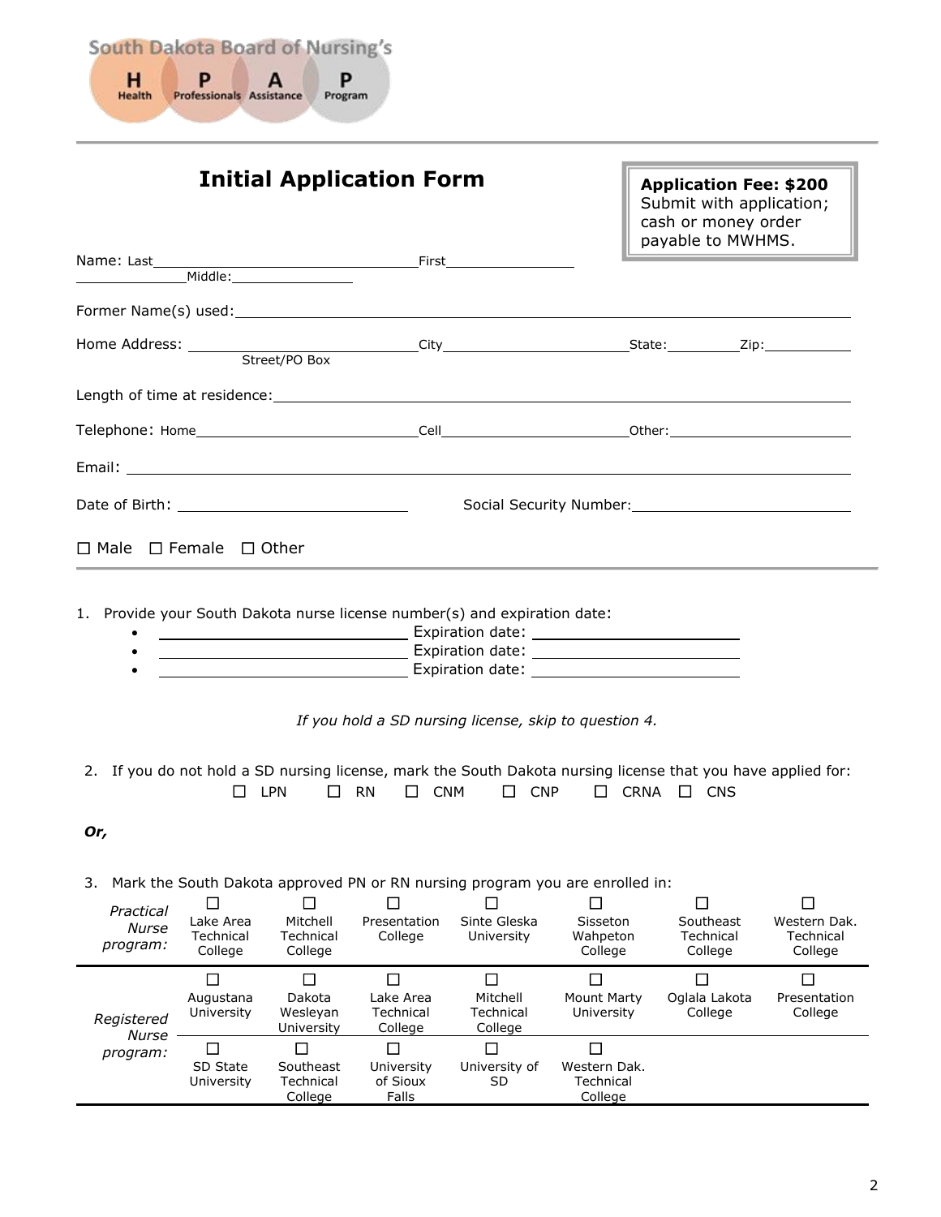South Dakota Board of Nursing's

**H** Health **P** Professionals **A** Assistance **P** Program

# Initial Application Form

**Application Fee: $200**
Submit with application; cash or money order payable to MWHMS.

Name: Last\_\_\_\_\_\_\_\_\_\_\_\_\_\_\_\_\_\_\_\_\_\_\_\_ First\_\_\_\_\_\_\_\_\_\_\_\_\_\_\_\_ Middle:\_\_\_\_\_\_\_\_\_\_\_\_\_\_\_\_

Former Name(s) used:\_\_\_\_\_\_\_\_\_\_\_\_\_\_\_\_\_\_\_\_\_\_\_\_\_\_\_\_\_\_\_\_\_\_\_\_\_\_\_\_

Home Address: \_\_\_\_\_\_\_\_\_\_\_\_\_\_\_\_\_\_\_\_\_\_\_\_ (Street/PO Box) City\_\_\_\_\_\_\_\_\_\_\_\_\_\_\_\_\_\_\_\_ State:\_\_\_\_\_\_\_\_ Zip:\_\_\_\_\_\_\_\_\_\_

Length of time at residence:\_\_\_\_\_\_\_\_\_\_\_\_\_\_\_\_\_\_\_\_\_\_\_\_\_\_\_\_\_\_\_\_\_\_\_\_\_\_\_\_

Telephone: Home\_\_\_\_\_\_\_\_\_\_\_\_\_\_\_\_\_\_\_\_\_\_ Cell\_\_\_\_\_\_\_\_\_\_\_\_\_\_\_\_\_\_\_\_\_\_ Other:\_\_\_\_\_\_\_\_\_\_\_\_\_\_\_\_\_\_\_\_

Email: \_\_\_\_\_\_\_\_\_\_\_\_\_\_\_\_\_\_\_\_\_\_\_\_\_\_\_\_\_\_\_\_\_\_\_\_\_\_\_\_

Date of Birth: \_\_\_\_\_\_\_\_\_\_\_\_\_\_\_\_\_\_\_\_\_\_\_\_ Social Security Number:\_\_\_\_\_\_\_\_\_\_\_\_\_\_\_\_\_\_\_\_\_\_\_\_

☐ Male ☐ Female ☐ Other

1. Provide your South Dakota nurse license number(s) and expiration date:
   - \_\_\_\_\_\_\_\_\_\_\_\_\_\_\_\_\_\_\_\_\_\_\_\_ Expiration date: \_\_\_\_\_\_\_\_\_\_\_\_\_\_\_\_\_\_\_\_
   - \_\_\_\_\_\_\_\_\_\_\_\_\_\_\_\_\_\_\_\_\_\_\_\_ Expiration date: \_\_\_\_\_\_\_\_\_\_\_\_\_\_\_\_\_\_\_\_
   - \_\_\_\_\_\_\_\_\_\_\_\_\_\_\_\_\_\_\_\_\_\_\_\_ Expiration date: \_\_\_\_\_\_\_\_\_\_\_\_\_\_\_\_\_\_\_\_

*If you hold a SD nursing license, skip to question 4.*

2. If you do not hold a SD nursing license, mark the South Dakota nursing license that you have applied for:

   ☐ LPN ☐ RN ☐ CNM ☐ CNP ☐ CRNA ☐ CNS

***Or,***

3. Mark the South Dakota approved PN or RN nursing program you are enrolled in:

| | | | | | | | |
|---|---|---|---|---|---|---|---|
| *Practical Nurse program:* | ☐ Lake Area Technical College | ☐ Mitchell Technical College | ☐ Presentation College | ☐ Sinte Gleska University | ☐ Sisseton Wahpeton College | ☐ Southeast Technical College | ☐ Western Dak. Technical College |
| *Registered Nurse program:* | ☐ Augustana University | ☐ Dakota Wesleyan University | ☐ Lake Area Technical College | ☐ Mitchell Technical College | ☐ Mount Marty University | ☐ Oglala Lakota College | ☐ Presentation College |
| | ☐ SD State University | ☐ Southeast Technical College | ☐ University of Sioux Falls | ☐ University of SD | ☐ Western Dak. Technical College | | |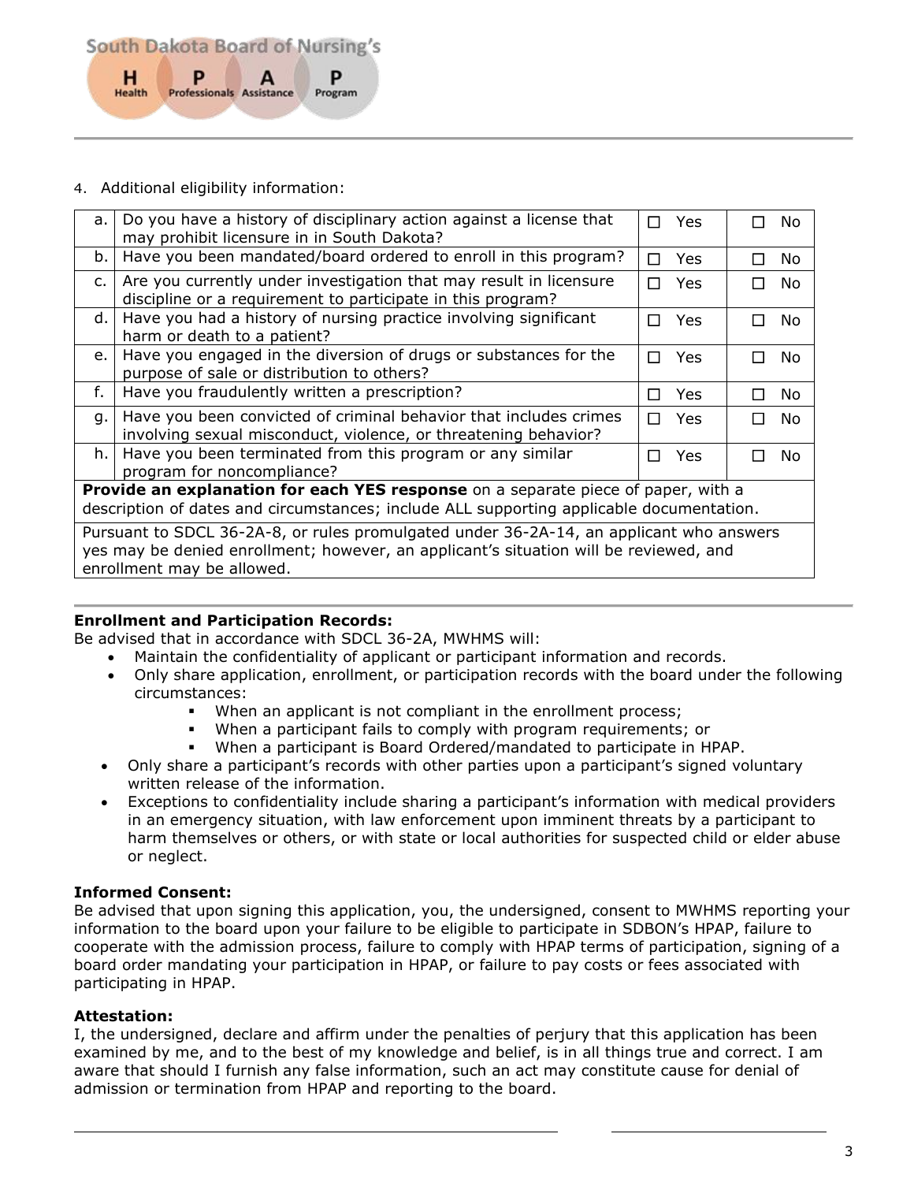4. Additional eligibility information:

| | | | |
|---|---|---|---|
| a. | Do you have a history of disciplinary action against a license that may prohibit licensure in in South Dakota? | ☐ Yes | ☐ No |
| b. | Have you been mandated/board ordered to enroll in this program? | ☐ Yes | ☐ No |
| c. | Are you currently under investigation that may result in licensure discipline or a requirement to participate in this program? | ☐ Yes | ☐ No |
| d. | Have you had a history of nursing practice involving significant harm or death to a patient? | ☐ Yes | ☐ No |
| e. | Have you engaged in the diversion of drugs or substances for the purpose of sale or distribution to others? | ☐ Yes | ☐ No |
| f. | Have you fraudulently written a prescription? | ☐ Yes | ☐ No |
| g. | Have you been convicted of criminal behavior that includes crimes involving sexual misconduct, violence, or threatening behavior? | ☐ Yes | ☐ No |
| h. | Have you been terminated from this program or any similar program for noncompliance? | ☐ Yes | ☐ No |
| **Provide an explanation for each YES response** on a separate piece of paper, with a description of dates and circumstances; include ALL supporting applicable documentation. | | | |
| Pursuant to SDCL 36-2A-8, or rules promulgated under 36-2A-14, an applicant who answers yes may be denied enrollment; however, an applicant's situation will be reviewed, and enrollment may be allowed. | | | |

**Enrollment and Participation Records:**

Be advised that in accordance with SDCL 36-2A, MWHMS will:

- Maintain the confidentiality of applicant or participant information and records.
- Only share application, enrollment, or participation records with the board under the following circumstances:
  - When an applicant is not compliant in the enrollment process;
  - When a participant fails to comply with program requirements; or
  - When a participant is Board Ordered/mandated to participate in HPAP.
- Only share a participant's records with other parties upon a participant's signed voluntary written release of the information.
- Exceptions to confidentiality include sharing a participant's information with medical providers in an emergency situation, with law enforcement upon imminent threats by a participant to harm themselves or others, or with state or local authorities for suspected child or elder abuse or neglect.

**Informed Consent:**

Be advised that upon signing this application, you, the undersigned, consent to MWHMS reporting your information to the board upon your failure to be eligible to participate in SDBON's HPAP, failure to cooperate with the admission process, failure to comply with HPAP terms of participation, signing of a board order mandating your participation in HPAP, or failure to pay costs or fees associated with participating in HPAP.

**Attestation:**

I, the undersigned, declare and affirm under the penalties of perjury that this application has been examined by me, and to the best of my knowledge and belief, is in all things true and correct. I am aware that should I furnish any false information, such an act may constitute cause for denial of admission or termination from HPAP and reporting to the board.

\_\_\_\_\_\_\_\_\_\_\_\_\_\_\_\_\_\_\_\_\_\_\_\_\_\_\_\_\_\_\_\_\_\_\_\_\_\_ \_\_\_\_\_\_\_\_\_\_\_\_\_\_\_\_\_\_\_\_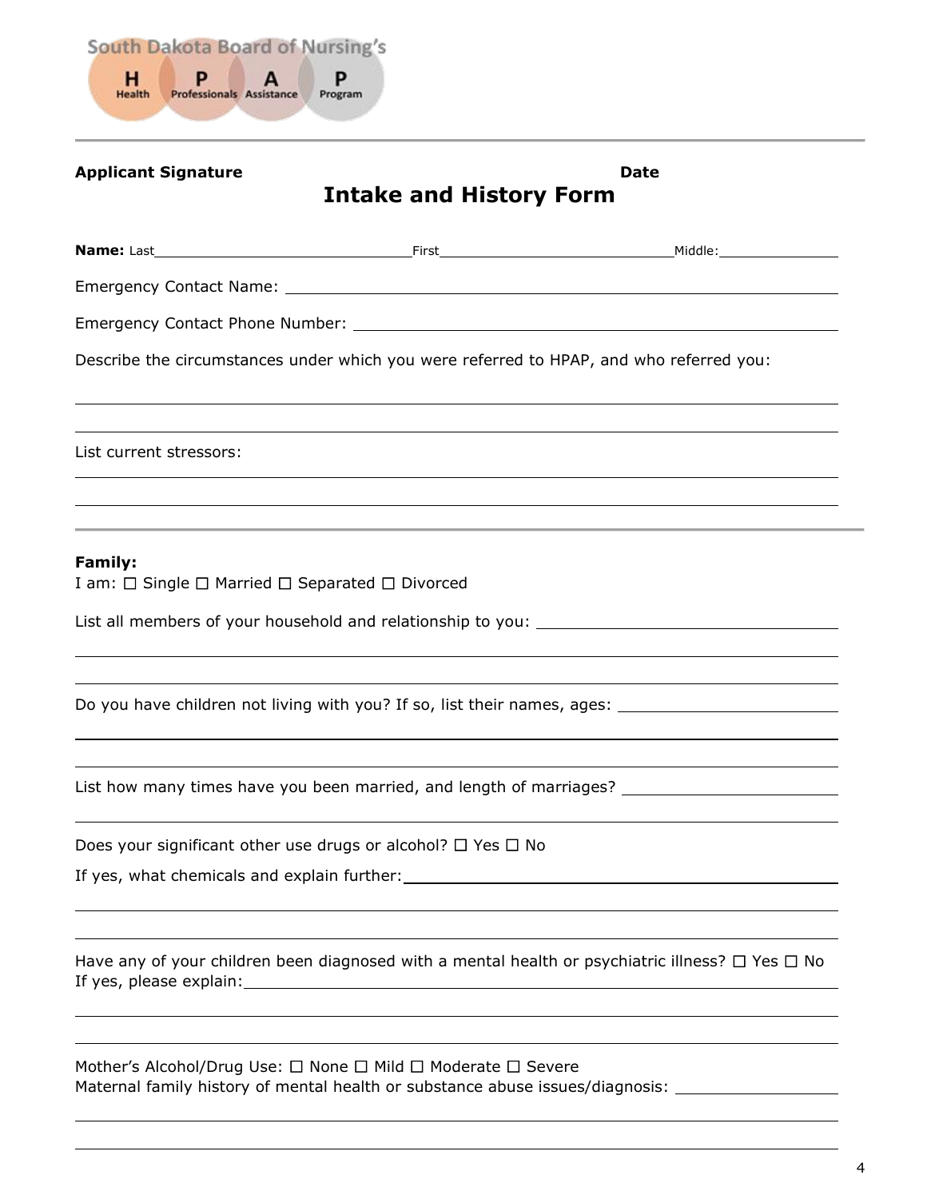South Dakota Board of Nursing's
H P A P
Health Professionals Assistance Program

**Applicant Signature** **Date**

# Intake and History Form

**Name:** Last\_\_\_\_\_\_\_\_\_\_\_\_\_\_\_\_\_\_\_\_ First\_\_\_\_\_\_\_\_\_\_\_\_\_\_\_\_\_\_\_\_ Middle:\_\_\_\_\_\_\_\_\_\_\_\_

Emergency Contact Name: \_\_\_\_\_\_\_\_\_\_\_\_\_\_\_\_\_\_\_\_\_\_\_\_\_\_\_\_\_\_\_\_\_\_\_\_\_\_\_\_

Emergency Contact Phone Number: \_\_\_\_\_\_\_\_\_\_\_\_\_\_\_\_\_\_\_\_\_\_\_\_\_\_\_\_\_\_\_\_\_\_

Describe the circumstances under which you were referred to HPAP, and who referred you:

\_\_\_\_\_\_\_\_\_\_\_\_\_\_\_\_\_\_\_\_\_\_\_\_\_\_\_\_\_\_\_\_\_\_\_\_\_\_\_\_\_\_\_\_\_\_\_\_\_\_\_\_\_\_\_\_\_\_\_\_

\_\_\_\_\_\_\_\_\_\_\_\_\_\_\_\_\_\_\_\_\_\_\_\_\_\_\_\_\_\_\_\_\_\_\_\_\_\_\_\_\_\_\_\_\_\_\_\_\_\_\_\_\_\_\_\_\_\_\_\_

List current stressors:

\_\_\_\_\_\_\_\_\_\_\_\_\_\_\_\_\_\_\_\_\_\_\_\_\_\_\_\_\_\_\_\_\_\_\_\_\_\_\_\_\_\_\_\_\_\_\_\_\_\_\_\_\_\_\_\_\_\_\_\_

\_\_\_\_\_\_\_\_\_\_\_\_\_\_\_\_\_\_\_\_\_\_\_\_\_\_\_\_\_\_\_\_\_\_\_\_\_\_\_\_\_\_\_\_\_\_\_\_\_\_\_\_\_\_\_\_\_\_\_\_

---

**Family:**

I am: ☐ Single ☐ Married ☐ Separated ☐ Divorced

List all members of your household and relationship to you: \_\_\_\_\_\_\_\_\_\_\_\_\_\_\_\_\_\_\_\_

\_\_\_\_\_\_\_\_\_\_\_\_\_\_\_\_\_\_\_\_\_\_\_\_\_\_\_\_\_\_\_\_\_\_\_\_\_\_\_\_\_\_\_\_\_\_\_\_\_\_\_\_\_\_\_\_\_\_\_\_

\_\_\_\_\_\_\_\_\_\_\_\_\_\_\_\_\_\_\_\_\_\_\_\_\_\_\_\_\_\_\_\_\_\_\_\_\_\_\_\_\_\_\_\_\_\_\_\_\_\_\_\_\_\_\_\_\_\_\_\_

Do you have children not living with you? If so, list their names, ages: \_\_\_\_\_\_\_\_\_\_\_\_\_\_\_\_

\_\_\_\_\_\_\_\_\_\_\_\_\_\_\_\_\_\_\_\_\_\_\_\_\_\_\_\_\_\_\_\_\_\_\_\_\_\_\_\_\_\_\_\_\_\_\_\_\_\_\_\_\_\_\_\_\_\_\_\_

\_\_\_\_\_\_\_\_\_\_\_\_\_\_\_\_\_\_\_\_\_\_\_\_\_\_\_\_\_\_\_\_\_\_\_\_\_\_\_\_\_\_\_\_\_\_\_\_\_\_\_\_\_\_\_\_\_\_\_\_

List how many times have you been married, and length of marriages? \_\_\_\_\_\_\_\_\_\_\_\_\_\_\_\_

\_\_\_\_\_\_\_\_\_\_\_\_\_\_\_\_\_\_\_\_\_\_\_\_\_\_\_\_\_\_\_\_\_\_\_\_\_\_\_\_\_\_\_\_\_\_\_\_\_\_\_\_\_\_\_\_\_\_\_\_

Does your significant other use drugs or alcohol? ☐ Yes ☐ No

If yes, what chemicals and explain further: \_\_\_\_\_\_\_\_\_\_\_\_\_\_\_\_\_\_\_\_\_\_\_\_\_\_\_\_\_\_\_\_

\_\_\_\_\_\_\_\_\_\_\_\_\_\_\_\_\_\_\_\_\_\_\_\_\_\_\_\_\_\_\_\_\_\_\_\_\_\_\_\_\_\_\_\_\_\_\_\_\_\_\_\_\_\_\_\_\_\_\_\_

\_\_\_\_\_\_\_\_\_\_\_\_\_\_\_\_\_\_\_\_\_\_\_\_\_\_\_\_\_\_\_\_\_\_\_\_\_\_\_\_\_\_\_\_\_\_\_\_\_\_\_\_\_\_\_\_\_\_\_\_

Have any of your children been diagnosed with a mental health or psychiatric illness? ☐ Yes ☐ No

If yes, please explain: \_\_\_\_\_\_\_\_\_\_\_\_\_\_\_\_\_\_\_\_\_\_\_\_\_\_\_\_\_\_\_\_\_\_\_\_\_\_\_\_\_\_\_\_

\_\_\_\_\_\_\_\_\_\_\_\_\_\_\_\_\_\_\_\_\_\_\_\_\_\_\_\_\_\_\_\_\_\_\_\_\_\_\_\_\_\_\_\_\_\_\_\_\_\_\_\_\_\_\_\_\_\_\_\_

\_\_\_\_\_\_\_\_\_\_\_\_\_\_\_\_\_\_\_\_\_\_\_\_\_\_\_\_\_\_\_\_\_\_\_\_\_\_\_\_\_\_\_\_\_\_\_\_\_\_\_\_\_\_\_\_\_\_\_\_

Mother's Alcohol/Drug Use: ☐ None ☐ Mild ☐ Moderate ☐ Severe

Maternal family history of mental health or substance abuse issues/diagnosis: \_\_\_\_\_\_\_\_\_\_\_\_

\_\_\_\_\_\_\_\_\_\_\_\_\_\_\_\_\_\_\_\_\_\_\_\_\_\_\_\_\_\_\_\_\_\_\_\_\_\_\_\_\_\_\_\_\_\_\_\_\_\_\_\_\_\_\_\_\_\_\_\_

\_\_\_\_\_\_\_\_\_\_\_\_\_\_\_\_\_\_\_\_\_\_\_\_\_\_\_\_\_\_\_\_\_\_\_\_\_\_\_\_\_\_\_\_\_\_\_\_\_\_\_\_\_\_\_\_\_\_\_\_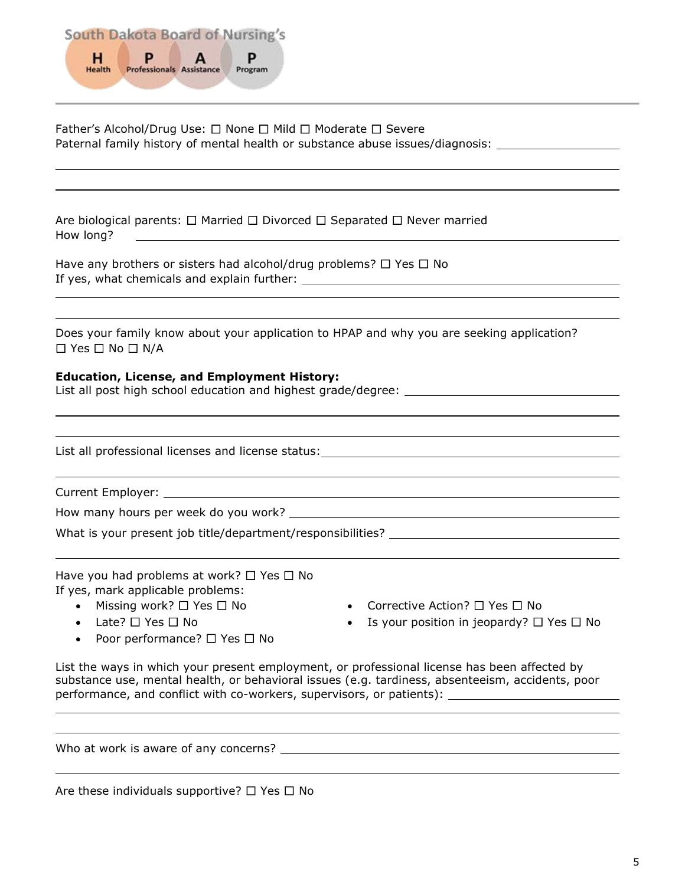Father's Alcohol/Drug Use: ☐ None ☐ Mild ☐ Moderate ☐ Severe

Paternal family history of mental health or substance abuse issues/diagnosis: ___________________

_______________________________________________________________________________

_______________________________________________________________________________

Are biological parents: ☐ Married ☐ Divorced ☐ Separated ☐ Never married

How long? _______________________________________________________________________

Have any brothers or sisters had alcohol/drug problems? ☐ Yes ☐ No

If yes, what chemicals and explain further: _____________________________________________

_______________________________________________________________________________

_______________________________________________________________________________

Does your family know about your application to HPAP and why you are seeking application?

☐ Yes ☐ No ☐ N/A

**Education, License, and Employment History:**

List all post high school education and highest grade/degree: ______________________________

_______________________________________________________________________________

_______________________________________________________________________________

List all professional licenses and license status: _________________________________________

_______________________________________________________________________________

Current Employer: ________________________________________________________________

How many hours per week do you work? ______________________________________________

What is your present job title/department/responsibilities? _________________________________

_______________________________________________________________________________

Have you had problems at work? ☐ Yes ☐ No

If yes, mark applicable problems:

- Missing work? ☐ Yes ☐ No
- Late? ☐ Yes ☐ No
- Poor performance? ☐ Yes ☐ No
- Corrective Action? ☐ Yes ☐ No
- Is your position in jeopardy? ☐ Yes ☐ No

List the ways in which your present employment, or professional license has been affected by substance use, mental health, or behavioral issues (e.g. tardiness, absenteeism, accidents, poor performance, and conflict with co-workers, supervisors, or patients): ________________________

_______________________________________________________________________________

_______________________________________________________________________________

Who at work is aware of any concerns? _______________________________________________

_______________________________________________________________________________

Are these individuals supportive? ☐ Yes ☐ No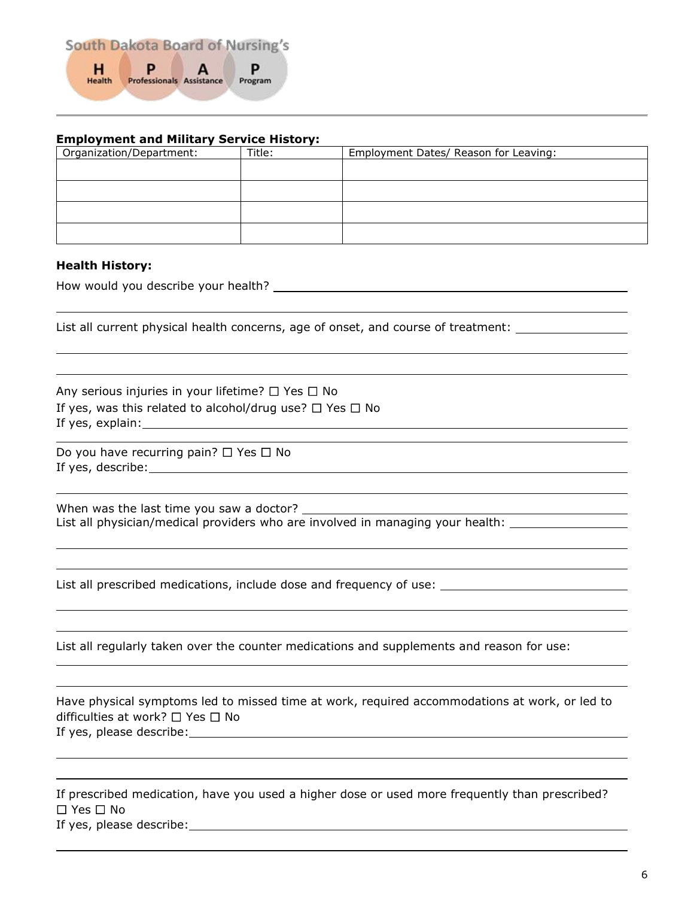South Dakota Board of Nursing's

H Health P Professionals A Assistance P Program

**Employment and Military Service History:**

| Organization/Department: | Title: | Employment Dates/ Reason for Leaving: |
|---|---|---|
| | | |
| | | |
| | | |
| | | |

**Health History:**

How would you describe your health? ______________________________

List all current physical health concerns, age of onset, and course of treatment: ______________________________

Any serious injuries in your lifetime? ☐ Yes ☐ No
If yes, was this related to alcohol/drug use? ☐ Yes ☐ No
If yes, explain: ______________________________

Do you have recurring pain? ☐ Yes ☐ No
If yes, describe: ______________________________

When was the last time you saw a doctor? ______________________________
List all physician/medical providers who are involved in managing your health: ______________________________

List all prescribed medications, include dose and frequency of use: ______________________________

List all regularly taken over the counter medications and supplements and reason for use:

Have physical symptoms led to missed time at work, required accommodations at work, or led to difficulties at work? ☐ Yes ☐ No
If yes, please describe: ______________________________

If prescribed medication, have you used a higher dose or used more frequently than prescribed?
☐ Yes ☐ No
If yes, please describe: ______________________________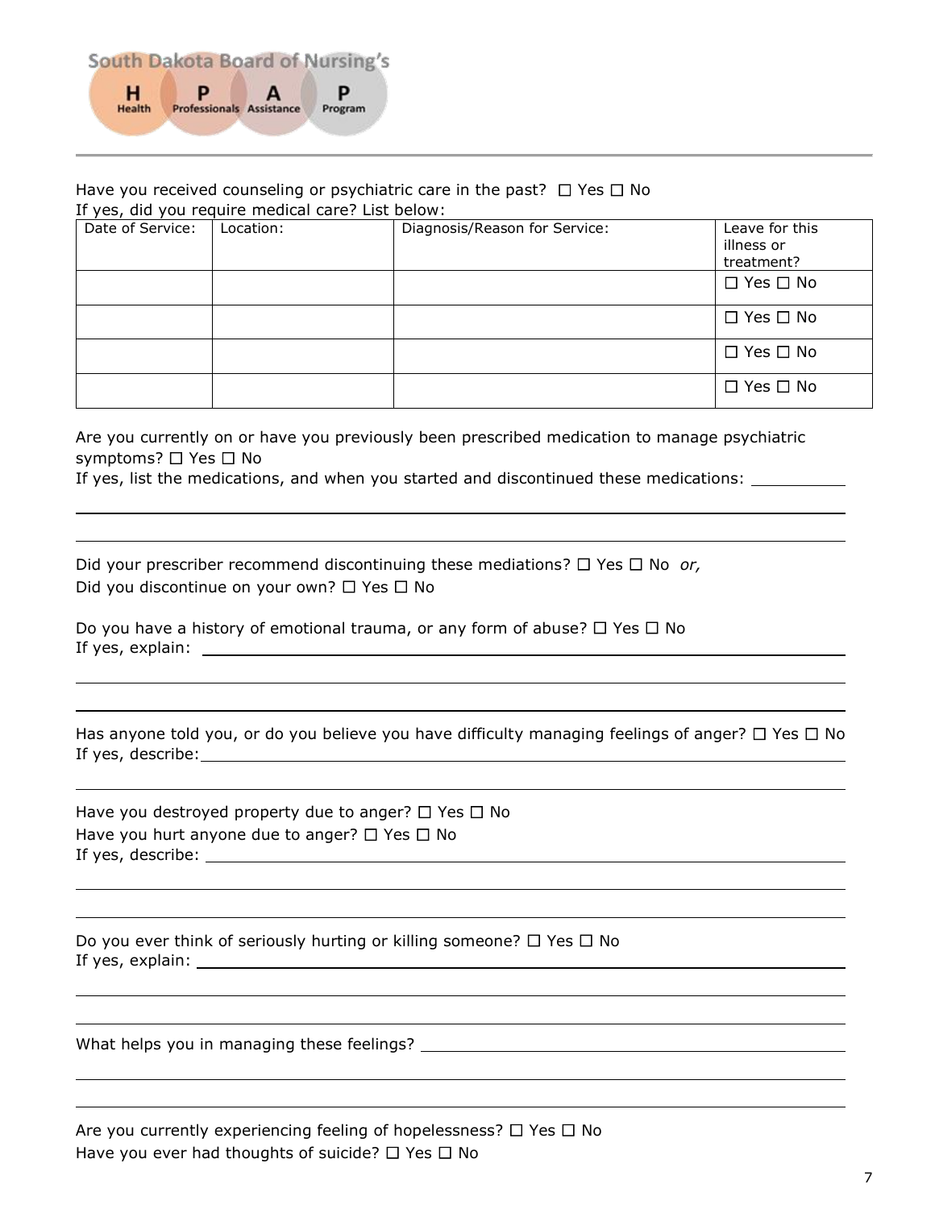Have you received counseling or psychiatric care in the past? ☐ Yes ☐ No
If yes, did you require medical care? List below:

| Date of Service: | Location: | Diagnosis/Reason for Service: | Leave for this illness or treatment? |
|---|---|---|---|
| | | | ☐ Yes ☐ No |
| | | | ☐ Yes ☐ No |
| | | | ☐ Yes ☐ No |
| | | | ☐ Yes ☐ No |

Are you currently on or have you previously been prescribed medication to manage psychiatric symptoms? ☐ Yes ☐ No
If yes, list the medications, and when you started and discontinued these medications: ___________

______________________________________________________________________________

______________________________________________________________________________

Did your prescriber recommend discontinuing these mediations? ☐ Yes ☐ No *or,*
Did you discontinue on your own? ☐ Yes ☐ No

Do you have a history of emotional trauma, or any form of abuse? ☐ Yes ☐ No
If yes, explain: ______________________________________________________________

______________________________________________________________________________

______________________________________________________________________________

Has anyone told you, or do you believe you have difficulty managing feelings of anger? ☐ Yes ☐ No
If yes, describe: _____________________________________________________________

______________________________________________________________________________

Have you destroyed property due to anger? ☐ Yes ☐ No
Have you hurt anyone due to anger? ☐ Yes ☐ No
If yes, describe: _____________________________________________________________

______________________________________________________________________________

______________________________________________________________________________

Do you ever think of seriously hurting or killing someone? ☐ Yes ☐ No
If yes, explain: ______________________________________________________________

______________________________________________________________________________

______________________________________________________________________________

What helps you in managing these feelings? __________________________________________

______________________________________________________________________________

______________________________________________________________________________

Are you currently experiencing feeling of hopelessness? ☐ Yes ☐ No
Have you ever had thoughts of suicide? ☐ Yes ☐ No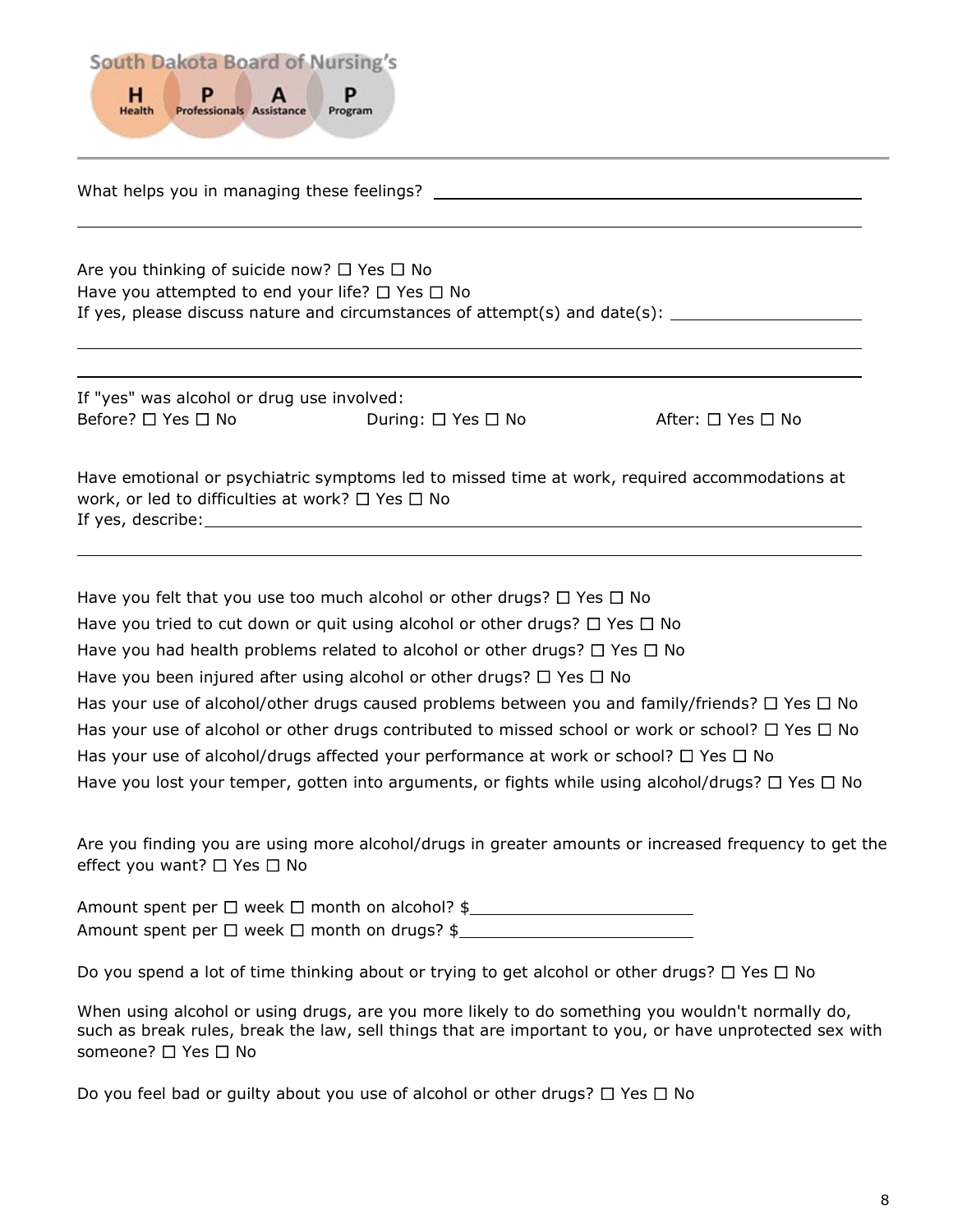What helps you in managing these feelings? ________________________________________

______________________________________________________________________________

Are you thinking of suicide now? ☐ Yes ☐ No
Have you attempted to end your life? ☐ Yes ☐ No
If yes, please discuss nature and circumstances of attempt(s) and date(s): ____________________

______________________________________________________________________________

______________________________________________________________________________

If "yes" was alcohol or drug use involved:
Before? ☐ Yes ☐ No    During: ☐ Yes ☐ No    After: ☐ Yes ☐ No

Have emotional or psychiatric symptoms led to missed time at work, required accommodations at work, or led to difficulties at work? ☐ Yes ☐ No
If yes, describe: ______________________________________________________________

______________________________________________________________________________

Have you felt that you use too much alcohol or other drugs? ☐ Yes ☐ No
Have you tried to cut down or quit using alcohol or other drugs? ☐ Yes ☐ No
Have you had health problems related to alcohol or other drugs? ☐ Yes ☐ No
Have you been injured after using alcohol or other drugs? ☐ Yes ☐ No
Has your use of alcohol/other drugs caused problems between you and family/friends? ☐ Yes ☐ No
Has your use of alcohol or other drugs contributed to missed school or work or school? ☐ Yes ☐ No
Has your use of alcohol/drugs affected your performance at work or school? ☐ Yes ☐ No
Have you lost your temper, gotten into arguments, or fights while using alcohol/drugs? ☐ Yes ☐ No

Are you finding you are using more alcohol/drugs in greater amounts or increased frequency to get the effect you want? ☐ Yes ☐ No

Amount spent per ☐ week ☐ month on alcohol? $______________________
Amount spent per ☐ week ☐ month on drugs? $______________________

Do you spend a lot of time thinking about or trying to get alcohol or other drugs? ☐ Yes ☐ No

When using alcohol or using drugs, are you more likely to do something you wouldn't normally do, such as break rules, break the law, sell things that are important to you, or have unprotected sex with someone? ☐ Yes ☐ No

Do you feel bad or guilty about you use of alcohol or other drugs? ☐ Yes ☐ No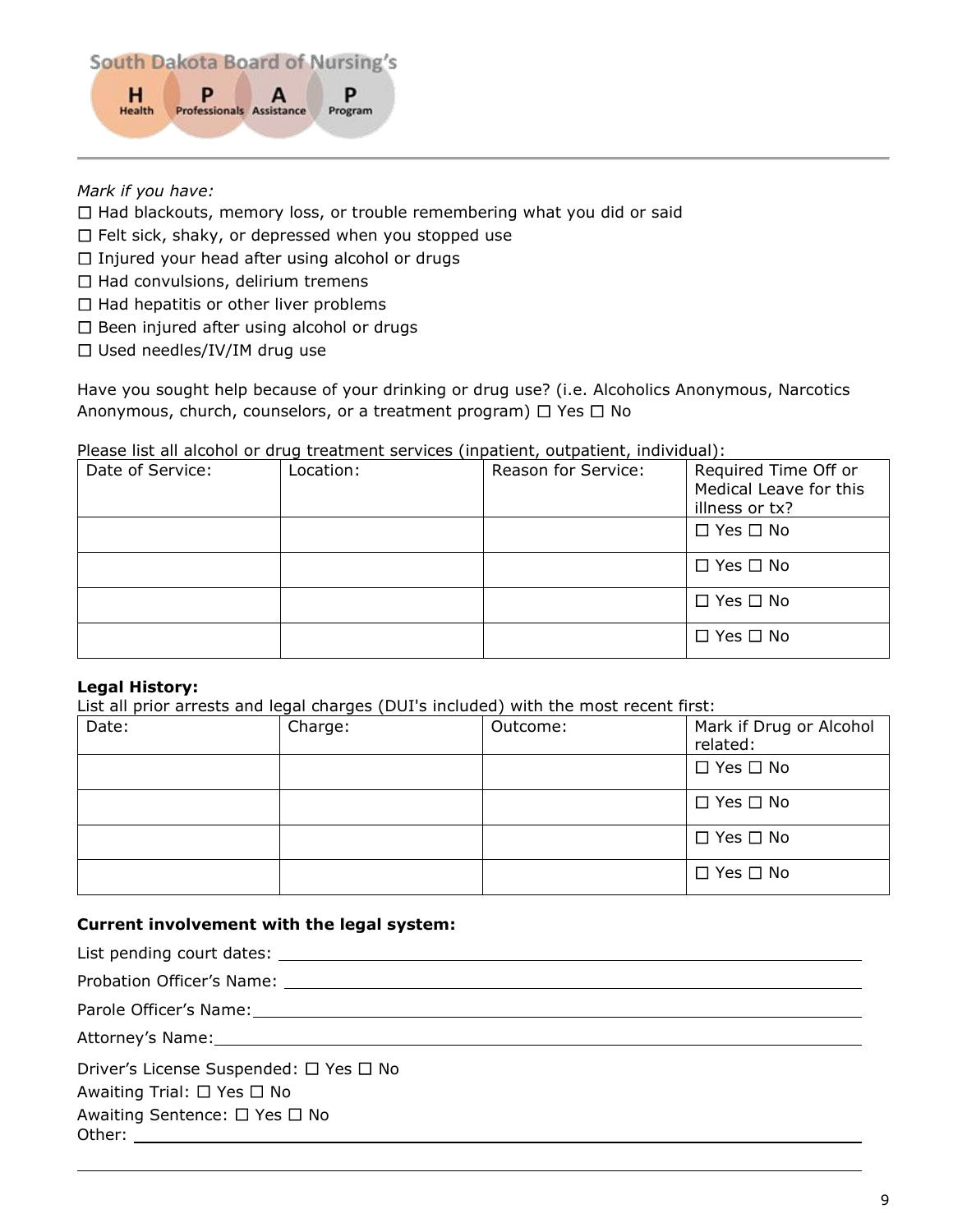*Mark if you have:*

☐ Had blackouts, memory loss, or trouble remembering what you did or said
☐ Felt sick, shaky, or depressed when you stopped use
☐ Injured your head after using alcohol or drugs
☐ Had convulsions, delirium tremens
☐ Had hepatitis or other liver problems
☐ Been injured after using alcohol or drugs
☐ Used needles/IV/IM drug use

Have you sought help because of your drinking or drug use? (i.e. Alcoholics Anonymous, Narcotics Anonymous, church, counselors, or a treatment program) ☐ Yes ☐ No

Please list all alcohol or drug treatment services (inpatient, outpatient, individual):

| Date of Service: | Location: | Reason for Service: | Required Time Off or Medical Leave for this illness or tx? |
|---|---|---|---|
| | | | ☐ Yes ☐ No |
| | | | ☐ Yes ☐ No |
| | | | ☐ Yes ☐ No |
| | | | ☐ Yes ☐ No |

**Legal History:**

List all prior arrests and legal charges (DUI's included) with the most recent first:

| Date: | Charge: | Outcome: | Mark if Drug or Alcohol related: |
|---|---|---|---|
| | | | ☐ Yes ☐ No |
| | | | ☐ Yes ☐ No |
| | | | ☐ Yes ☐ No |
| | | | ☐ Yes ☐ No |

**Current involvement with the legal system:**

List pending court dates: ____________________

Probation Officer's Name: ____________________

Parole Officer's Name: ____________________

Attorney's Name: ____________________

Driver's License Suspended: ☐ Yes ☐ No
Awaiting Trial: ☐ Yes ☐ No
Awaiting Sentence: ☐ Yes ☐ No
Other: ____________________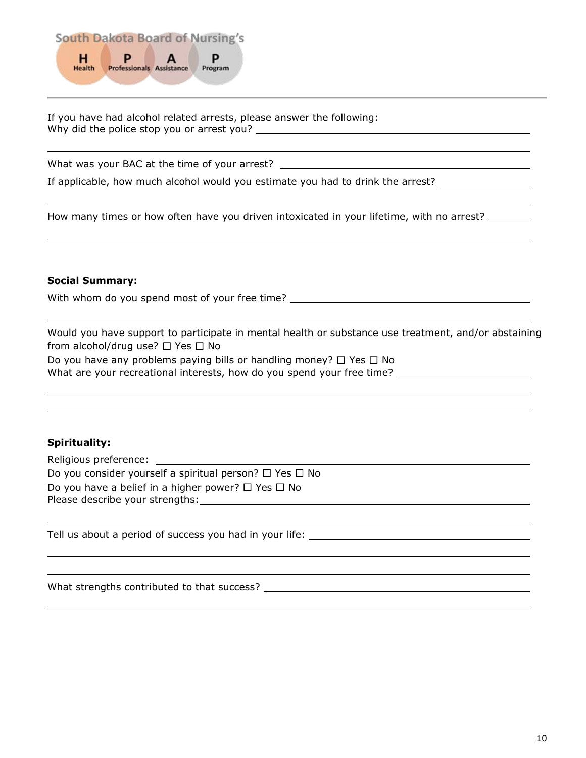If you have had alcohol related arrests, please answer the following:
Why did the police stop you or arrest you? ____________________

____________________

What was your BAC at the time of your arrest? ____________________

If applicable, how much alcohol would you estimate you had to drink the arrest? ____________________

____________________

How many times or how often have you driven intoxicated in your lifetime, with no arrest? ________

____________________

**Social Summary:**

With whom do you spend most of your free time? ____________________

____________________

Would you have support to participate in mental health or substance use treatment, and/or abstaining from alcohol/drug use? ☐ Yes ☐ No

Do you have any problems paying bills or handling money? ☐ Yes ☐ No

What are your recreational interests, how do you spend your free time? ____________________

____________________

____________________

**Spirituality:**

Religious preference: ____________________

Do you consider yourself a spiritual person? ☐ Yes ☐ No

Do you have a belief in a higher power? ☐ Yes ☐ No

Please describe your strengths: ____________________

____________________

Tell us about a period of success you had in your life: ____________________

____________________

____________________

What strengths contributed to that success? ____________________

____________________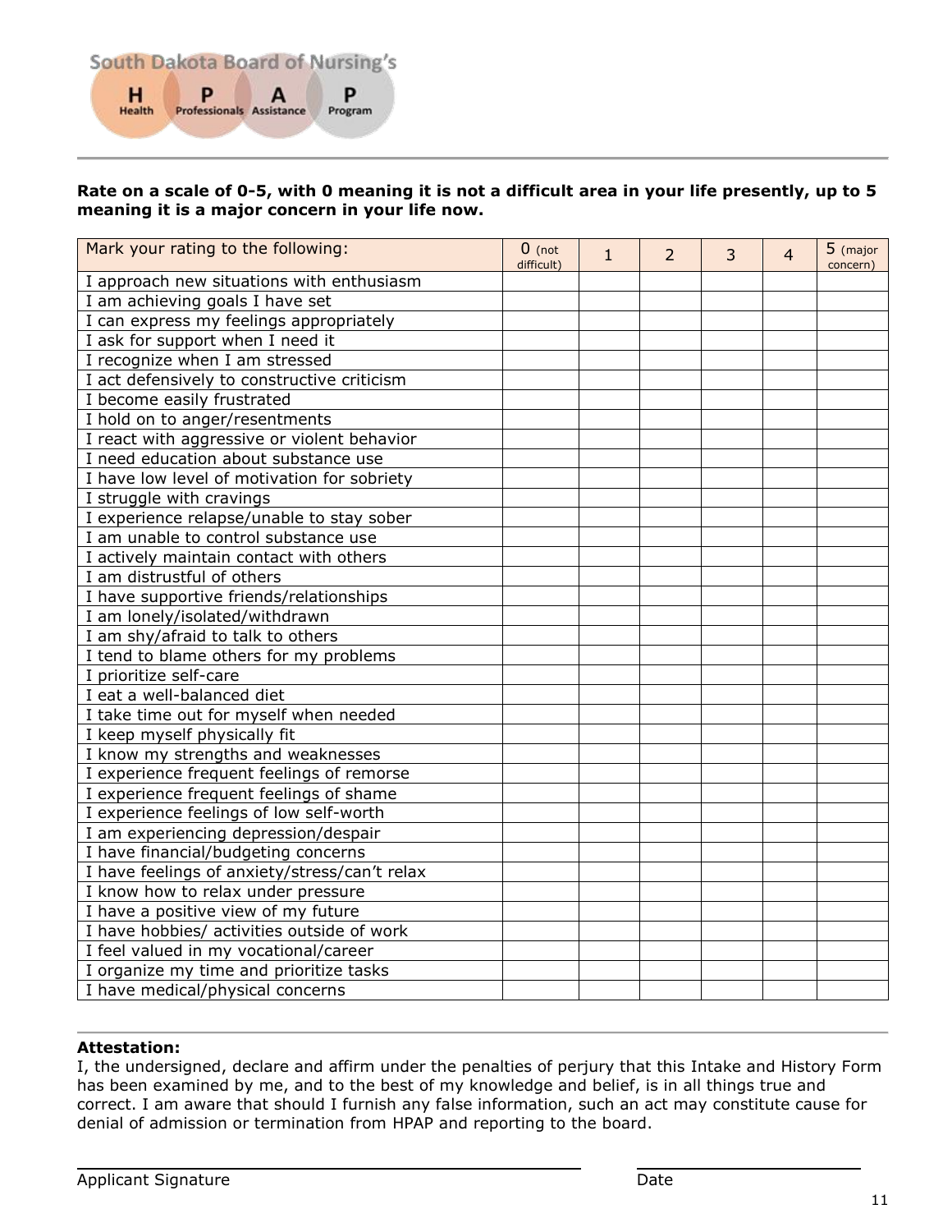South Dakota Board of Nursing's

**H** Health **P** Professionals **A** Assistance **P** Program

**Rate on a scale of 0-5, with 0 meaning it is not a difficult area in your life presently, up to 5 meaning it is a major concern in your life now.**

| Mark your rating to the following: | 0 (not difficult) | 1 | 2 | 3 | 4 | 5 (major concern) |
|---|---|---|---|---|---|---|
| I approach new situations with enthusiasm | | | | | | |
| I am achieving goals I have set | | | | | | |
| I can express my feelings appropriately | | | | | | |
| I ask for support when I need it | | | | | | |
| I recognize when I am stressed | | | | | | |
| I act defensively to constructive criticism | | | | | | |
| I become easily frustrated | | | | | | |
| I hold on to anger/resentments | | | | | | |
| I react with aggressive or violent behavior | | | | | | |
| I need education about substance use | | | | | | |
| I have low level of motivation for sobriety | | | | | | |
| I struggle with cravings | | | | | | |
| I experience relapse/unable to stay sober | | | | | | |
| I am unable to control substance use | | | | | | |
| I actively maintain contact with others | | | | | | |
| I am distrustful of others | | | | | | |
| I have supportive friends/relationships | | | | | | |
| I am lonely/isolated/withdrawn | | | | | | |
| I am shy/afraid to talk to others | | | | | | |
| I tend to blame others for my problems | | | | | | |
| I prioritize self-care | | | | | | |
| I eat a well-balanced diet | | | | | | |
| I take time out for myself when needed | | | | | | |
| I keep myself physically fit | | | | | | |
| I know my strengths and weaknesses | | | | | | |
| I experience frequent feelings of remorse | | | | | | |
| I experience frequent feelings of shame | | | | | | |
| I experience feelings of low self-worth | | | | | | |
| I am experiencing depression/despair | | | | | | |
| I have financial/budgeting concerns | | | | | | |
| I have feelings of anxiety/stress/can't relax | | | | | | |
| I know how to relax under pressure | | | | | | |
| I have a positive view of my future | | | | | | |
| I have hobbies/ activities outside of work | | | | | | |
| I feel valued in my vocational/career | | | | | | |
| I organize my time and prioritize tasks | | | | | | |
| I have medical/physical concerns | | | | | | |

**Attestation:**
I, the undersigned, declare and affirm under the penalties of perjury that this Intake and History Form has been examined by me, and to the best of my knowledge and belief, is in all things true and correct. I am aware that should I furnish any false information, such an act may constitute cause for denial of admission or termination from HPAP and reporting to the board.

Applicant Signature ______________________ Date ______________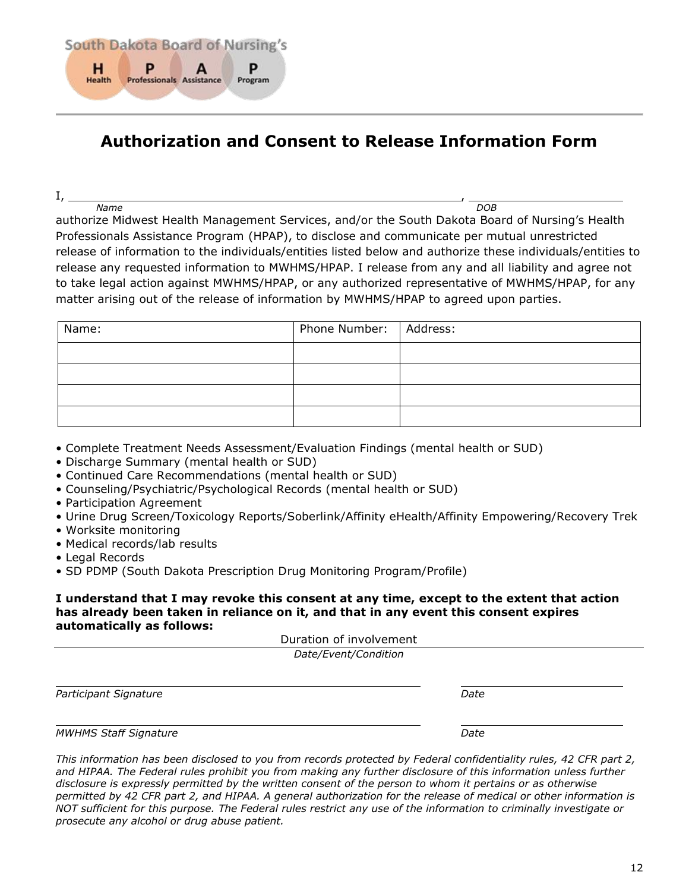South Dakota Board of Nursing's

H Health P Professionals A Assistance P Program

# Authorization and Consent to Release Information Form

I, \_\_\_\_\_\_\_\_\_\_\_\_\_\_\_\_\_\_\_\_\_\_\_\_\_\_\_\_\_\_\_\_\_\_\_\_\_\_\_\_, \_\_\_\_\_\_\_\_\_\_\_\_\_\_\_\_\_\_\_\_
*Name* *DOB*

authorize Midwest Health Management Services, and/or the South Dakota Board of Nursing's Health Professionals Assistance Program (HPAP), to disclose and communicate per mutual unrestricted release of information to the individuals/entities listed below and authorize these individuals/entities to release any requested information to MWHMS/HPAP. I release from any and all liability and agree not to take legal action against MWHMS/HPAP, or any authorized representative of MWHMS/HPAP, for any matter arising out of the release of information by MWHMS/HPAP to agreed upon parties.

| Name: | Phone Number: | Address: |
|---|---|---|
| | | |
| | | |
| | | |
| | | |

- Complete Treatment Needs Assessment/Evaluation Findings (mental health or SUD)
- Discharge Summary (mental health or SUD)
- Continued Care Recommendations (mental health or SUD)
- Counseling/Psychiatric/Psychological Records (mental health or SUD)
- Participation Agreement
- Urine Drug Screen/Toxicology Reports/Soberlink/Affinity eHealth/Affinity Empowering/Recovery Trek
- Worksite monitoring
- Medical records/lab results
- Legal Records
- SD PDMP (South Dakota Prescription Drug Monitoring Program/Profile)

**I understand that I may revoke this consent at any time, except to the extent that action has already been taken in reliance on it, and that in any event this consent expires automatically as follows:**

Duration of involvement
*Date/Event/Condition*

\_\_\_\_\_\_\_\_\_\_\_\_\_\_\_\_\_\_\_\_\_\_\_\_\_\_\_\_\_\_\_\_\_\_\_\_ \_\_\_\_\_\_\_\_\_\_\_\_\_\_\_\_\_\_\_\_
*Participant Signature* *Date*

\_\_\_\_\_\_\_\_\_\_\_\_\_\_\_\_\_\_\_\_\_\_\_\_\_\_\_\_\_\_\_\_\_\_\_\_ \_\_\_\_\_\_\_\_\_\_\_\_\_\_\_\_\_\_\_\_
*MWHMS Staff Signature* *Date*

*This information has been disclosed to you from records protected by Federal confidentiality rules, 42 CFR part 2, and HIPAA. The Federal rules prohibit you from making any further disclosure of this information unless further disclosure is expressly permitted by the written consent of the person to whom it pertains or as otherwise permitted by 42 CFR part 2, and HIPAA. A general authorization for the release of medical or other information is NOT sufficient for this purpose. The Federal rules restrict any use of the information to criminally investigate or prosecute any alcohol or drug abuse patient.*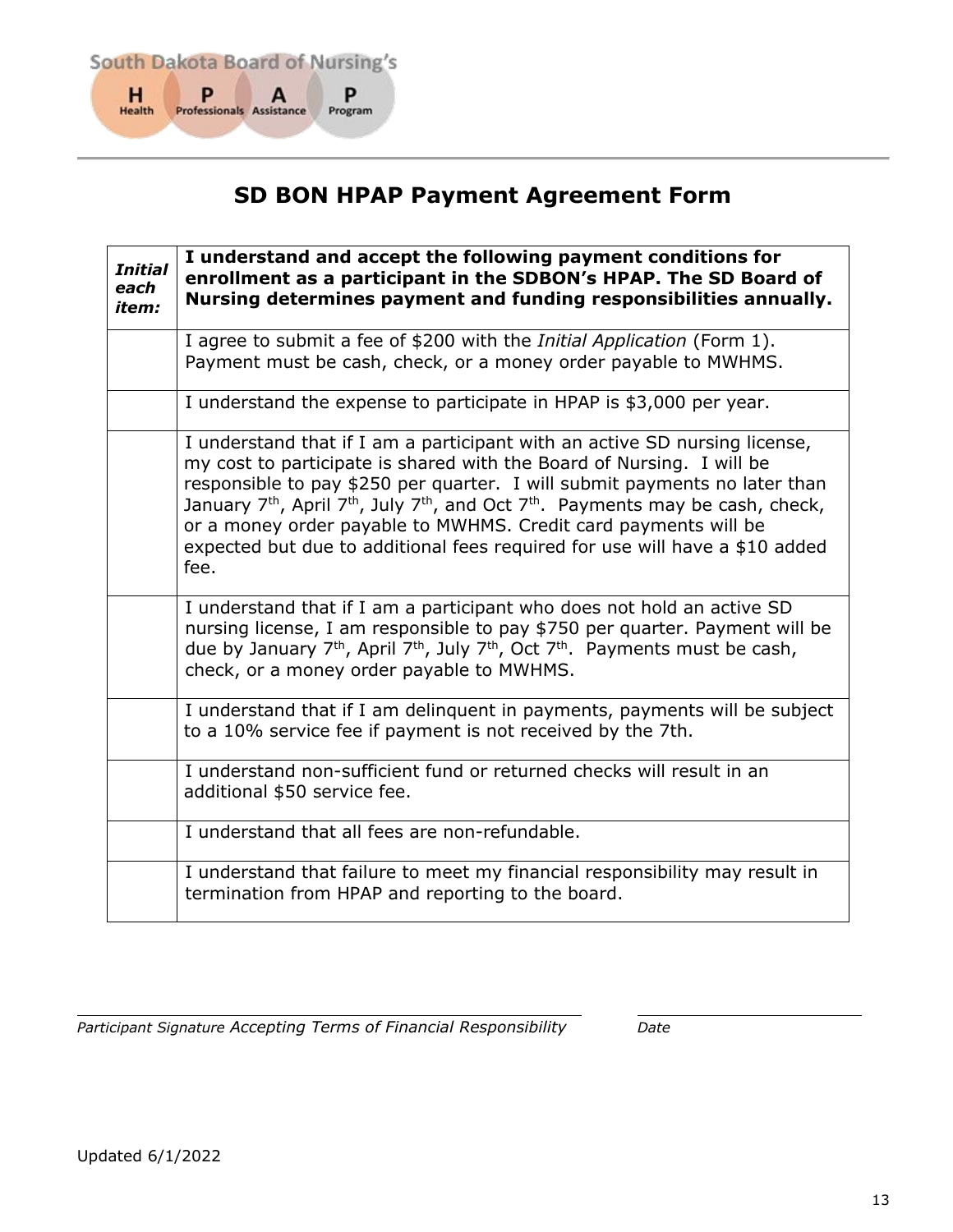South Dakota Board of Nursing's

HPAP — Health Professionals Assistance Program

# SD BON HPAP Payment Agreement Form

| ***Initial each item:*** | **I understand and accept the following payment conditions for enrollment as a participant in the SDBON's HPAP. The SD Board of Nursing determines payment and funding responsibilities annually.** |
|---|---|
| | I agree to submit a fee of $200 with the *Initial Application* (Form 1). Payment must be cash, check, or a money order payable to MWHMS. |
| | I understand the expense to participate in HPAP is $3,000 per year. |
| | I understand that if I am a participant with an active SD nursing license, my cost to participate is shared with the Board of Nursing. I will be responsible to pay $250 per quarter. I will submit payments no later than January 7th, April 7th, July 7th, and Oct 7th. Payments may be cash, check, or a money order payable to MWHMS. Credit card payments will be expected but due to additional fees required for use will have a $10 added fee. |
| | I understand that if I am a participant who does not hold an active SD nursing license, I am responsible to pay $750 per quarter. Payment will be due by January 7th, April 7th, July 7th, Oct 7th. Payments must be cash, check, or a money order payable to MWHMS. |
| | I understand that if I am delinquent in payments, payments will be subject to a 10% service fee if payment is not received by the 7th. |
| | I understand non-sufficient fund or returned checks will result in an additional $50 service fee. |
| | I understand that all fees are non-refundable. |
| | I understand that failure to meet my financial responsibility may result in termination from HPAP and reporting to the board. |

_______________________________________________ &nbsp;&nbsp;&nbsp; ____________________

*Participant Signature Accepting Terms of Financial Responsibility* &nbsp;&nbsp;&nbsp; *Date*

Updated 6/1/2022